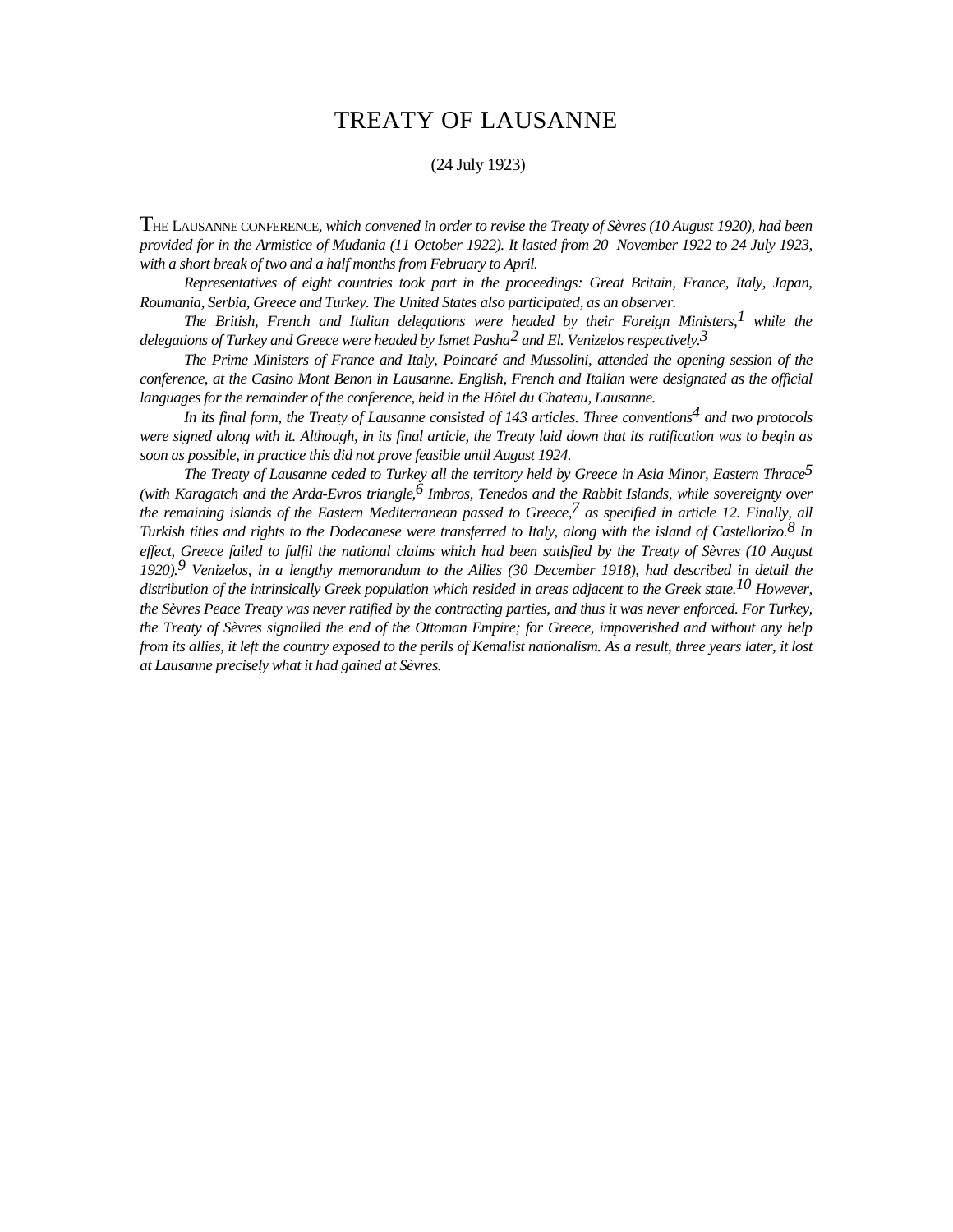# TREATY OF LAUSANNE

(24 July 1923)

THE LAUSANNE CONFERENCE, *which convened in order to revise the Treaty of Sèvres (10 August 1920), had been provided for in the Armistice of Mudania (11 October 1922). It lasted from 20 November 1922 to 24 July 1923, with a short break of two and a half months from February to April.*

*Representatives of eight countries took part in the proceedings: Great Britain, France, Italy, Japan, Roumania, Serbia, Greece and Turkey. The United States also participated, as an observer.*

*The British, French and Italian delegations were headed by their Foreign Ministers,[1] while the delegations of Turkey and Greece were headed by Ismet Pasha[2] and El. Venizelos respectively.[3]*

*The Prime Ministers of France and Italy, Poincaré and Mussolini, attended the opening session of the conference, at the Casino Mont Benon in Lausanne. English, French and Italian were designated as the official languages for the remainder of the conference, held in the Hôtel du Chateau, Lausanne.*

*In its final form, the Treaty of Lausanne consisted of 143 articles. Three conventions[4] and two protocols were signed along with it. Although, in its final article, the Treaty laid down that its ratification was to begin as soon as possible, in practice this did not prove feasible until August 1924.*

*The Treaty of Lausanne ceded to Turkey all the territory held by Greece in Asia Minor, Eastern Thrace[5] (with Karagatch and the Arda-Evros triangle,[6] Imbros, Tenedos and the Rabbit Islands, while sovereignty over the remaining islands of the Eastern Mediterranean passed to Greece,[7] as specified in article 12. Finally, all Turkish titles and rights to the Dodecanese were transferred to Italy, along with the island of Castellorizo.[8] In effect, Greece failed to fulfil the national claims which had been satisfied by the Treaty of Sèvres (10 August 1920).[9] Venizelos, in a lengthy memorandum to the Allies (30 December 1918), had described in detail the distribution of the intrinsically Greek population which resided in areas adjacent to the Greek state.[10] However, the Sèvres Peace Treaty was never ratified by the contracting parties, and thus it was never enforced. For Turkey, the Treaty of Sèvres signalled the end of the Ottoman Empire; for Greece, impoverished and without any help from its allies, it left the country exposed to the perils of Kemalist nationalism. As a result, three years later, it lost at Lausanne precisely what it had gained at Sèvres.*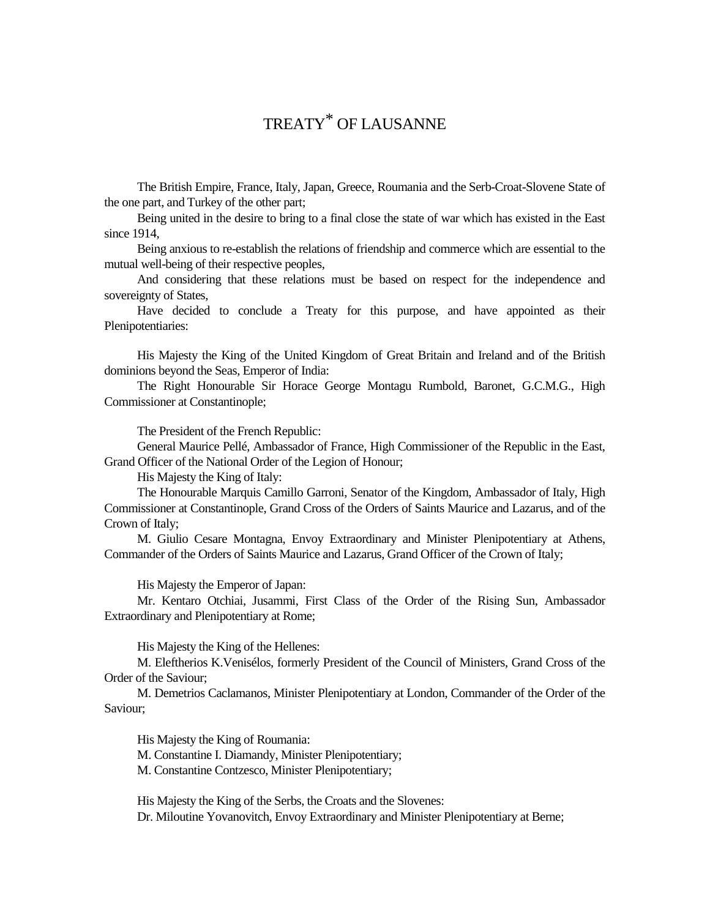# TREATY* OF LAUSANNE

The British Empire, France, Italy, Japan, Greece, Roumania and the Serb-Croat-Slovene State of the one part, and Turkey of the other part;

Being united in the desire to bring to a final close the state of war which has existed in the East since 1914,

Being anxious to re-establish the relations of friendship and commerce which are essential to the mutual well-being of their respective peoples,

And considering that these relations must be based on respect for the independence and sovereignty of States,

Have decided to conclude a Treaty for this purpose, and have appointed as their Plenipotentiaries:

His Majesty the King of the United Kingdom of Great Britain and Ireland and of the British dominions beyond the Seas, Emperor of India:

The Right Honourable Sir Horace George Montagu Rumbold, Baronet, G.C.M.G., High Commissioner at Constantinople;

The President of the French Republic:

General Maurice Pellé, Ambassador of France, High Commissioner of the Republic in the East, Grand Officer of the National Order of the Legion of Honour;

His Majesty the King of Italy:

The Honourable Marquis Camillo Garroni, Senator of the Kingdom, Ambassador of Italy, High Commissioner at Constantinople, Grand Cross of the Orders of Saints Maurice and Lazarus, and of the Crown of Italy;

M. Giulio Cesare Montagna, Envoy Extraordinary and Minister Plenipotentiary at Athens, Commander of the Orders of Saints Maurice and Lazarus, Grand Officer of the Crown of Italy;

His Majesty the Emperor of Japan:

Mr. Kentaro Otchiai, Jusammi, First Class of the Order of the Rising Sun, Ambassador Extraordinary and Plenipotentiary at Rome;

His Majesty the King of the Hellenes:

M. Eleftherios K.Venisélos, formerly President of the Council of Ministers, Grand Cross of the Order of the Saviour;

M. Demetrios Caclamanos, Minister Plenipotentiary at London, Commander of the Order of the Saviour;

His Majesty the King of Roumania:

M. Constantine I. Diamandy, Minister Plenipotentiary;

M. Constantine Contzesco, Minister Plenipotentiary;

His Majesty the King of the Serbs, the Croats and the Slovenes:

Dr. Miloutine Yovanovitch, Envoy Extraordinary and Minister Plenipotentiary at Berne;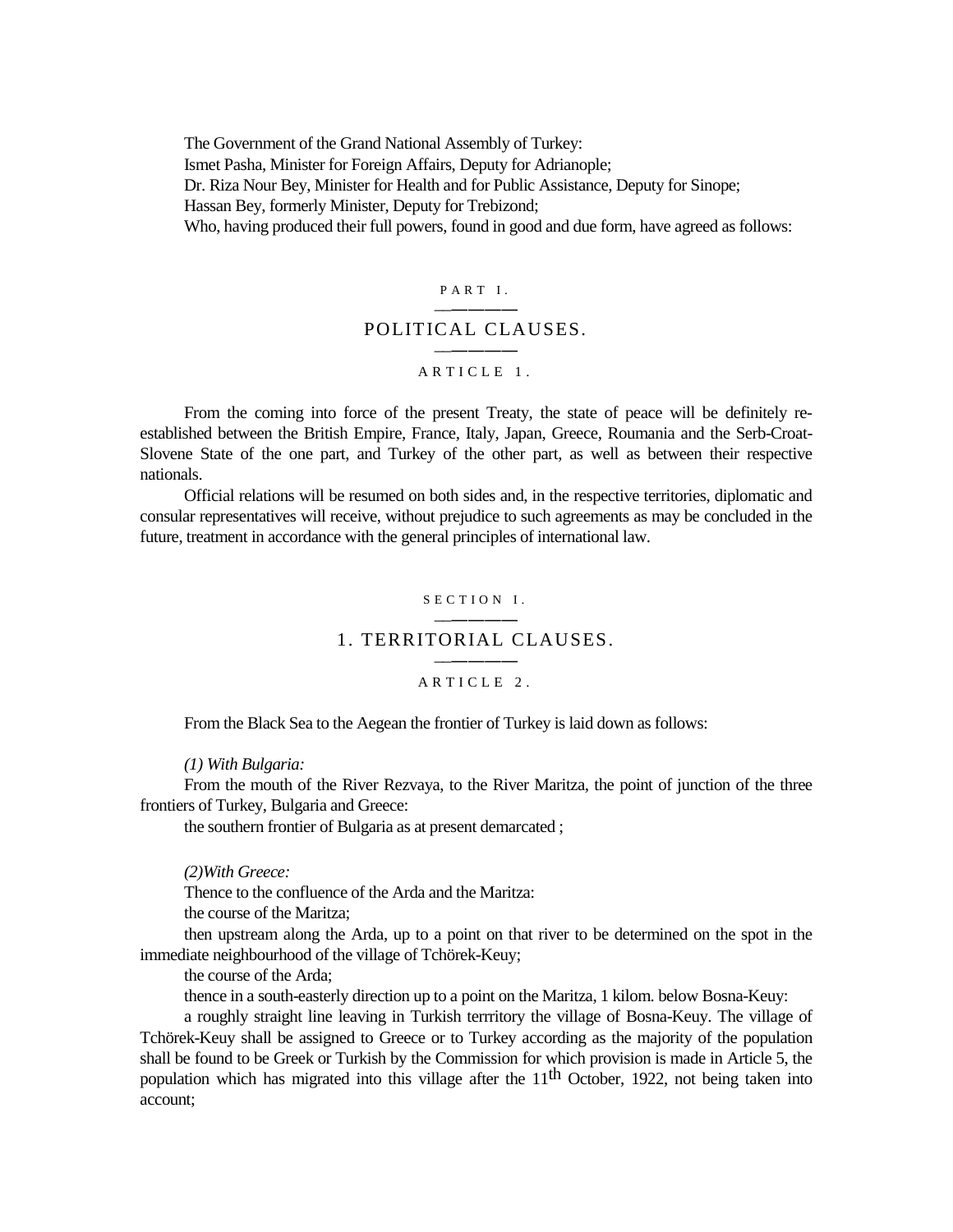The Government of the Grand National Assembly of Turkey:

Ismet Pasha, Minister for Foreign Affairs, Deputy for Adrianople;

Dr. Riza Nour Bey, Minister for Health and for Public Assistance, Deputy for Sinope;

Hassan Bey, formerly Minister, Deputy for Trebizond;

Who, having produced their full powers, found in good and due form, have agreed as follows:

# PART I.

# POLITICAL CLAUSES.

### ARTICLE 1.

From the coming into force of the present Treaty, the state of peace will be definitely re-established between the British Empire, France, Italy, Japan, Greece, Roumania and the Serb-Croat-Slovene State of the one part, and Turkey of the other part, as well as between their respective nationals.

Official relations will be resumed on both sides and, in the respective territories, diplomatic and consular representatives will receive, without prejudice to such agreements as may be concluded in the future, treatment in accordance with the general principles of international law.

## SECTION I.

## 1. TERRITORIAL CLAUSES.

### ARTICLE 2.

From the Black Sea to the Aegean the frontier of Turkey is laid down as follows:

*(1) With Bulgaria:*

From the mouth of the River Rezvaya, to the River Maritza, the point of junction of the three frontiers of Turkey, Bulgaria and Greece:

the southern frontier of Bulgaria as at present demarcated ;

*(2)With Greece:*

Thence to the confluence of the Arda and the Maritza:

the course of the Maritza;

then upstream along the Arda, up to a point on that river to be determined on the spot in the immediate neighbourhood of the village of Tchörek-Keuy;

the course of the Arda;

thence in a south-easterly direction up to a point on the Maritza, 1 kilom. below Bosna-Keuy:

a roughly straight line leaving in Turkish terrritory the village of Bosna-Keuy. The village of Tchörek-Keuy shall be assigned to Greece or to Turkey according as the majority of the population shall be found to be Greek or Turkish by the Commission for which provision is made in Article 5, the population which has migrated into this village after the 11th October, 1922, not being taken into account;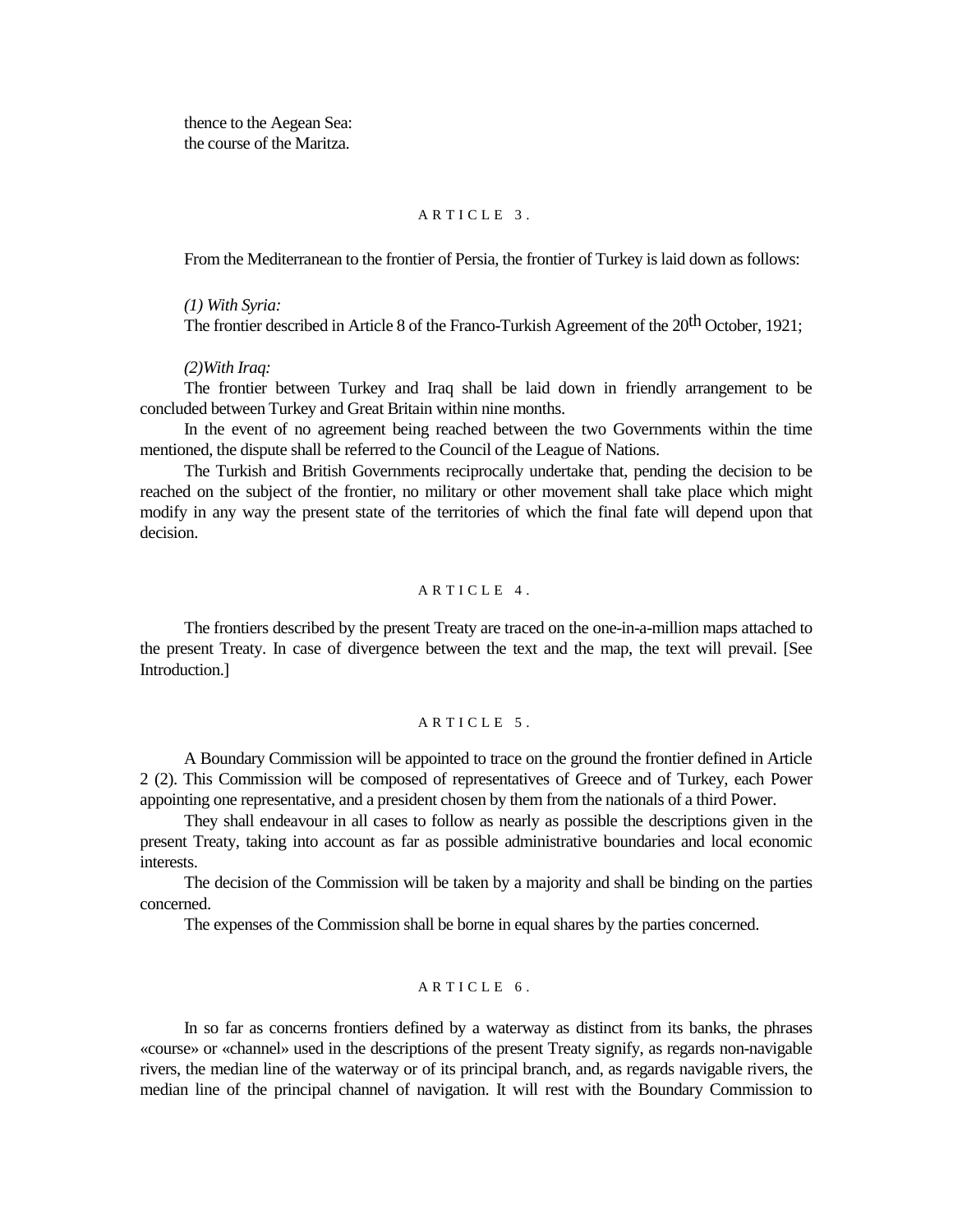thence to the Aegean Sea:
the course of the Maritza.

### ARTICLE 3.

From the Mediterranean to the frontier of Persia, the frontier of Turkey is laid down as follows:

*(1) With Syria:*
The frontier described in Article 8 of the Franco-Turkish Agreement of the 20th October, 1921;

*(2)With Iraq:*
The frontier between Turkey and Iraq shall be laid down in friendly arrangement to be concluded between Turkey and Great Britain within nine months.

In the event of no agreement being reached between the two Governments within the time mentioned, the dispute shall be referred to the Council of the League of Nations.

The Turkish and British Governments reciprocally undertake that, pending the decision to be reached on the subject of the frontier, no military or other movement shall take place which might modify in any way the present state of the territories of which the final fate will depend upon that decision.

### ARTICLE 4.

The frontiers described by the present Treaty are traced on the one-in-a-million maps attached to the present Treaty. In case of divergence between the text and the map, the text will prevail. [See Introduction.]

### ARTICLE 5.

A Boundary Commission will be appointed to trace on the ground the frontier defined in Article 2 (2). This Commission will be composed of representatives of Greece and of Turkey, each Power appointing one representative, and a president chosen by them from the nationals of a third Power.

They shall endeavour in all cases to follow as nearly as possible the descriptions given in the present Treaty, taking into account as far as possible administrative boundaries and local economic interests.

The decision of the Commission will be taken by a majority and shall be binding on the parties concerned.

The expenses of the Commission shall be borne in equal shares by the parties concerned.

### ARTICLE 6.

In so far as concerns frontiers defined by a waterway as distinct from its banks, the phrases «course» or «channel» used in the descriptions of the present Treaty signify, as regards non-navigable rivers, the median line of the waterway or of its principal branch, and, as regards navigable rivers, the median line of the principal channel of navigation. It will rest with the Boundary Commission to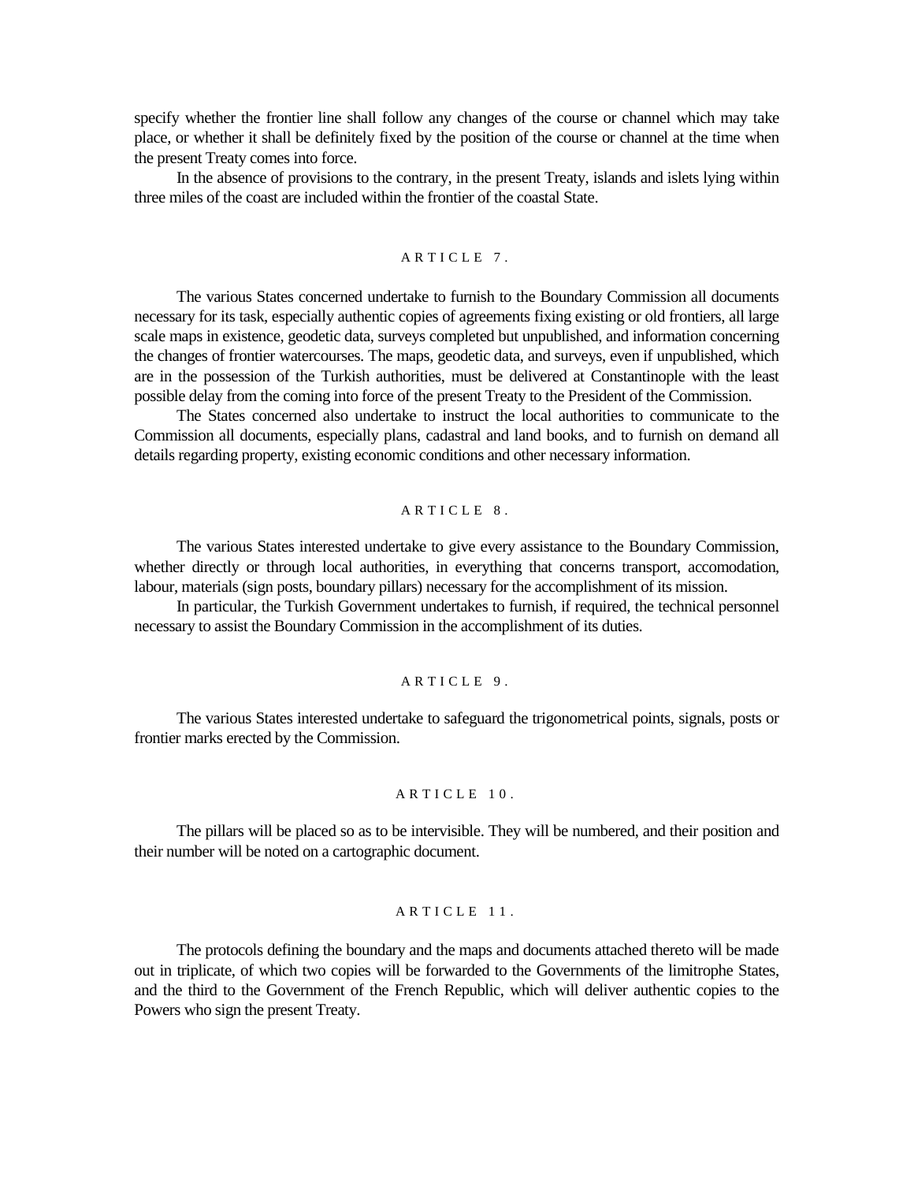specify whether the frontier line shall follow any changes of the course or channel which may take place, or whether it shall be definitely fixed by the position of the course or channel at the time when the present Treaty comes into force.

In the absence of provisions to the contrary, in the present Treaty, islands and islets lying within three miles of the coast are included within the frontier of the coastal State.

## ARTICLE 7.

The various States concerned undertake to furnish to the Boundary Commission all documents necessary for its task, especially authentic copies of agreements fixing existing or old frontiers, all large scale maps in existence, geodetic data, surveys completed but unpublished, and information concerning the changes of frontier watercourses. The maps, geodetic data, and surveys, even if unpublished, which are in the possession of the Turkish authorities, must be delivered at Constantinople with the least possible delay from the coming into force of the present Treaty to the President of the Commission.

The States concerned also undertake to instruct the local authorities to communicate to the Commission all documents, especially plans, cadastral and land books, and to furnish on demand all details regarding property, existing economic conditions and other necessary information.

## ARTICLE 8.

The various States interested undertake to give every assistance to the Boundary Commission, whether directly or through local authorities, in everything that concerns transport, accomodation, labour, materials (sign posts, boundary pillars) necessary for the accomplishment of its mission.

In particular, the Turkish Government undertakes to furnish, if required, the technical personnel necessary to assist the Boundary Commission in the accomplishment of its duties.

## ARTICLE 9.

The various States interested undertake to safeguard the trigonometrical points, signals, posts or frontier marks erected by the Commission.

## ARTICLE 10.

The pillars will be placed so as to be intervisible. They will be numbered, and their position and their number will be noted on a cartographic document.

## ARTICLE 11.

The protocols defining the boundary and the maps and documents attached thereto will be made out in triplicate, of which two copies will be forwarded to the Governments of the limitrophe States, and the third to the Government of the French Republic, which will deliver authentic copies to the Powers who sign the present Treaty.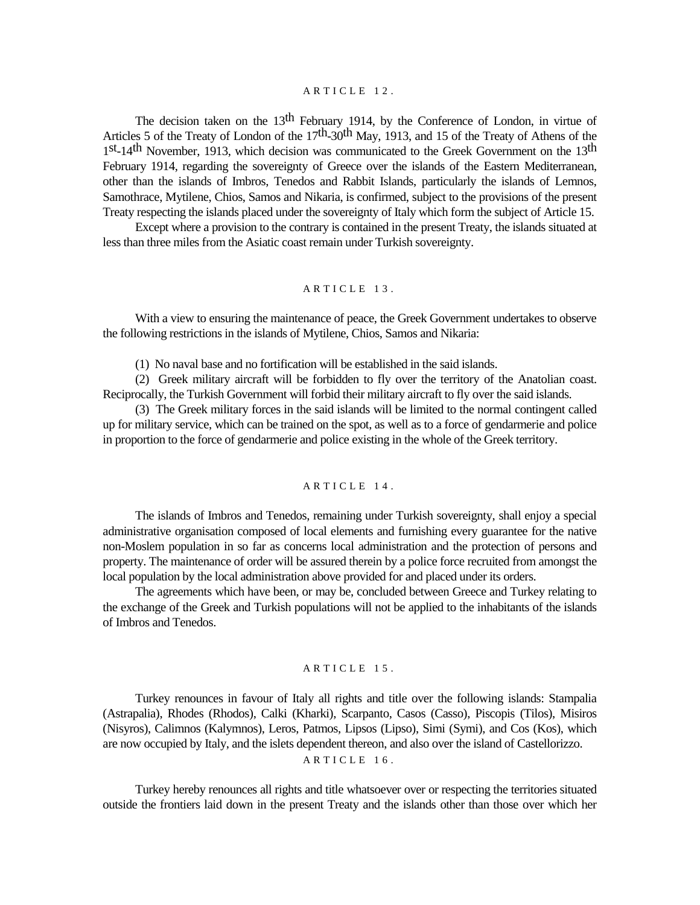## ARTICLE 12.

The decision taken on the 13th February 1914, by the Conference of London, in virtue of Articles 5 of the Treaty of London of the 17th-30th May, 1913, and 15 of the Treaty of Athens of the 1st-14th November, 1913, which decision was communicated to the Greek Government on the 13th February 1914, regarding the sovereignty of Greece over the islands of the Eastern Mediterranean, other than the islands of Imbros, Tenedos and Rabbit Islands, particularly the islands of Lemnos, Samothrace, Mytilene, Chios, Samos and Nikaria, is confirmed, subject to the provisions of the present Treaty respecting the islands placed under the sovereignty of Italy which form the subject of Article 15.

Except where a provision to the contrary is contained in the present Treaty, the islands situated at less than three miles from the Asiatic coast remain under Turkish sovereignty.

## ARTICLE 13.

With a view to ensuring the maintenance of peace, the Greek Government undertakes to observe the following restrictions in the islands of Mytilene, Chios, Samos and Nikaria:

(1) No naval base and no fortification will be established in the said islands.

(2) Greek military aircraft will be forbidden to fly over the territory of the Anatolian coast. Reciprocally, the Turkish Government will forbid their military aircraft to fly over the said islands.

(3) The Greek military forces in the said islands will be limited to the normal contingent called up for military service, which can be trained on the spot, as well as to a force of gendarmerie and police in proportion to the force of gendarmerie and police existing in the whole of the Greek territory.

## ARTICLE 14.

The islands of Imbros and Tenedos, remaining under Turkish sovereignty, shall enjoy a special administrative organisation composed of local elements and furnishing every guarantee for the native non-Moslem population in so far as concerns local administration and the protection of persons and property. The maintenance of order will be assured therein by a police force recruited from amongst the local population by the local administration above provided for and placed under its orders.

The agreements which have been, or may be, concluded between Greece and Turkey relating to the exchange of the Greek and Turkish populations will not be applied to the inhabitants of the islands of Imbros and Tenedos.

## ARTICLE 15.

Turkey renounces in favour of Italy all rights and title over the following islands: Stampalia (Astrapalia), Rhodes (Rhodos), Calki (Kharki), Scarpanto, Casos (Casso), Piscopis (Tilos), Misiros (Nisyros), Calimnos (Kalymnos), Leros, Patmos, Lipsos (Lipso), Simi (Symi), and Cos (Kos), which are now occupied by Italy, and the islets dependent thereon, and also over the island of Castellorizzo.

## ARTICLE 16.

Turkey hereby renounces all rights and title whatsoever over or respecting the territories situated outside the frontiers laid down in the present Treaty and the islands other than those over which her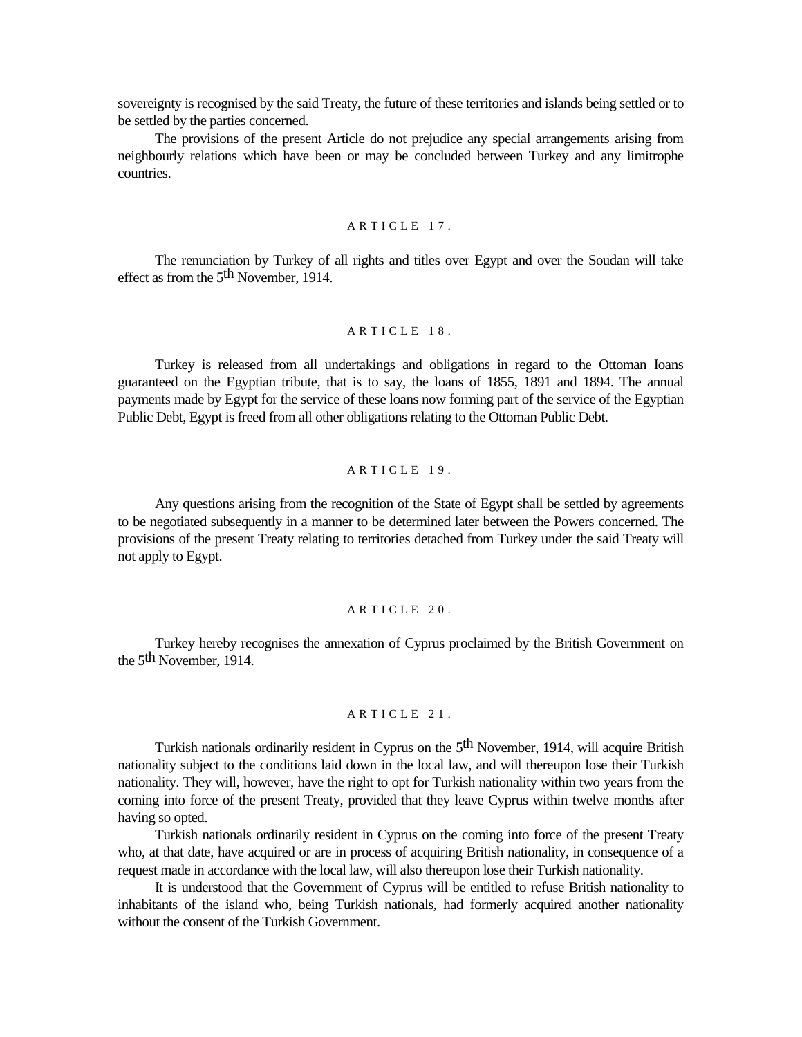sovereignty is recognised by the said Treaty, the future of these territories and islands being settled or to be settled by the parties concerned.

The provisions of the present Article do not prejudice any special arrangements arising from neighbourly relations which have been or may be concluded between Turkey and any limitrophe countries.

### ARTICLE 17.

The renunciation by Turkey of all rights and titles over Egypt and over the Soudan will take effect as from the 5th November, 1914.

### ARTICLE 18.

Turkey is released from all undertakings and obligations in regard to the Ottoman loans guaranteed on the Egyptian tribute, that is to say, the loans of 1855, 1891 and 1894. The annual payments made by Egypt for the service of these loans now forming part of the service of the Egyptian Public Debt, Egypt is freed from all other obligations relating to the Ottoman Public Debt.

### ARTICLE 19.

Any questions arising from the recognition of the State of Egypt shall be settled by agreements to be negotiated subsequently in a manner to be determined later between the Powers concerned. The provisions of the present Treaty relating to territories detached from Turkey under the said Treaty will not apply to Egypt.

### ARTICLE 20.

Turkey hereby recognises the annexation of Cyprus proclaimed by the British Government on the 5th November, 1914.

### ARTICLE 21.

Turkish nationals ordinarily resident in Cyprus on the 5th November, 1914, will acquire British nationality subject to the conditions laid down in the local law, and will thereupon lose their Turkish nationality. They will, however, have the right to opt for Turkish nationality within two years from the coming into force of the present Treaty, provided that they leave Cyprus within twelve months after having so opted.

Turkish nationals ordinarily resident in Cyprus on the coming into force of the present Treaty who, at that date, have acquired or are in process of acquiring British nationality, in consequence of a request made in accordance with the local law, will also thereupon lose their Turkish nationality.

It is understood that the Government of Cyprus will be entitled to refuse British nationality to inhabitants of the island who, being Turkish nationals, had formerly acquired another nationality without the consent of the Turkish Government.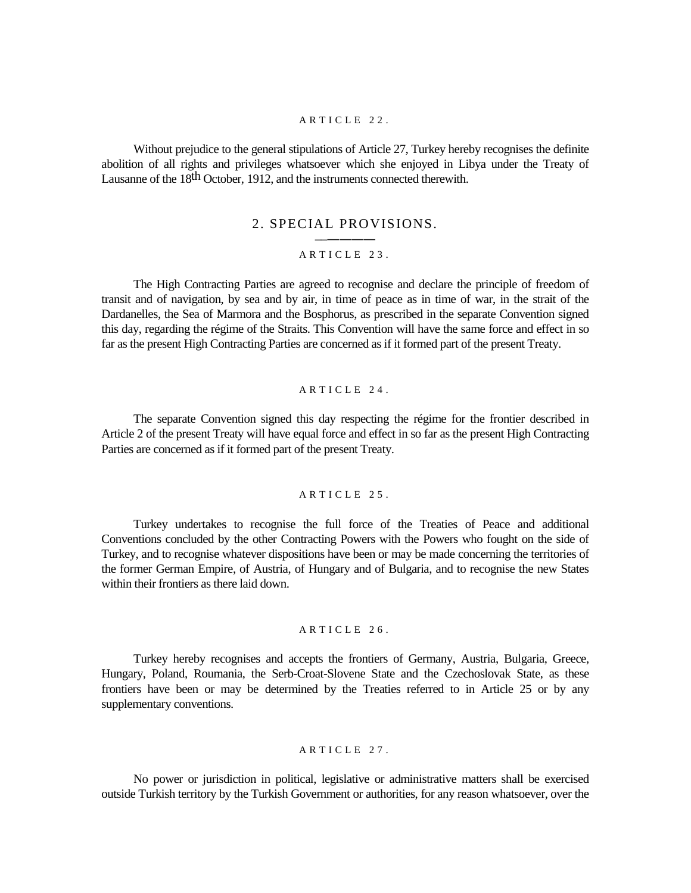ARTICLE 22.

Without prejudice to the general stipulations of Article 27, Turkey hereby recognises the definite abolition of all rights and privileges whatsoever which she enjoyed in Libya under the Treaty of Lausanne of the 18th October, 1912, and the instruments connected therewith.

## 2. SPECIAL PROVISIONS.

ARTICLE 23.

The High Contracting Parties are agreed to recognise and declare the principle of freedom of transit and of navigation, by sea and by air, in time of peace as in time of war, in the strait of the Dardanelles, the Sea of Marmora and the Bosphorus, as prescribed in the separate Convention signed this day, regarding the régime of the Straits. This Convention will have the same force and effect in so far as the present High Contracting Parties are concerned as if it formed part of the present Treaty.

ARTICLE 24.

The separate Convention signed this day respecting the régime for the frontier described in Article 2 of the present Treaty will have equal force and effect in so far as the present High Contracting Parties are concerned as if it formed part of the present Treaty.

ARTICLE 25.

Turkey undertakes to recognise the full force of the Treaties of Peace and additional Conventions concluded by the other Contracting Powers with the Powers who fought on the side of Turkey, and to recognise whatever dispositions have been or may be made concerning the territories of the former German Empire, of Austria, of Hungary and of Bulgaria, and to recognise the new States within their frontiers as there laid down.

ARTICLE 26.

Turkey hereby recognises and accepts the frontiers of Germany, Austria, Bulgaria, Greece, Hungary, Poland, Roumania, the Serb-Croat-Slovene State and the Czechoslovak State, as these frontiers have been or may be determined by the Treaties referred to in Article 25 or by any supplementary conventions.

ARTICLE 27.

No power or jurisdiction in political, legislative or administrative matters shall be exercised outside Turkish territory by the Turkish Government or authorities, for any reason whatsoever, over the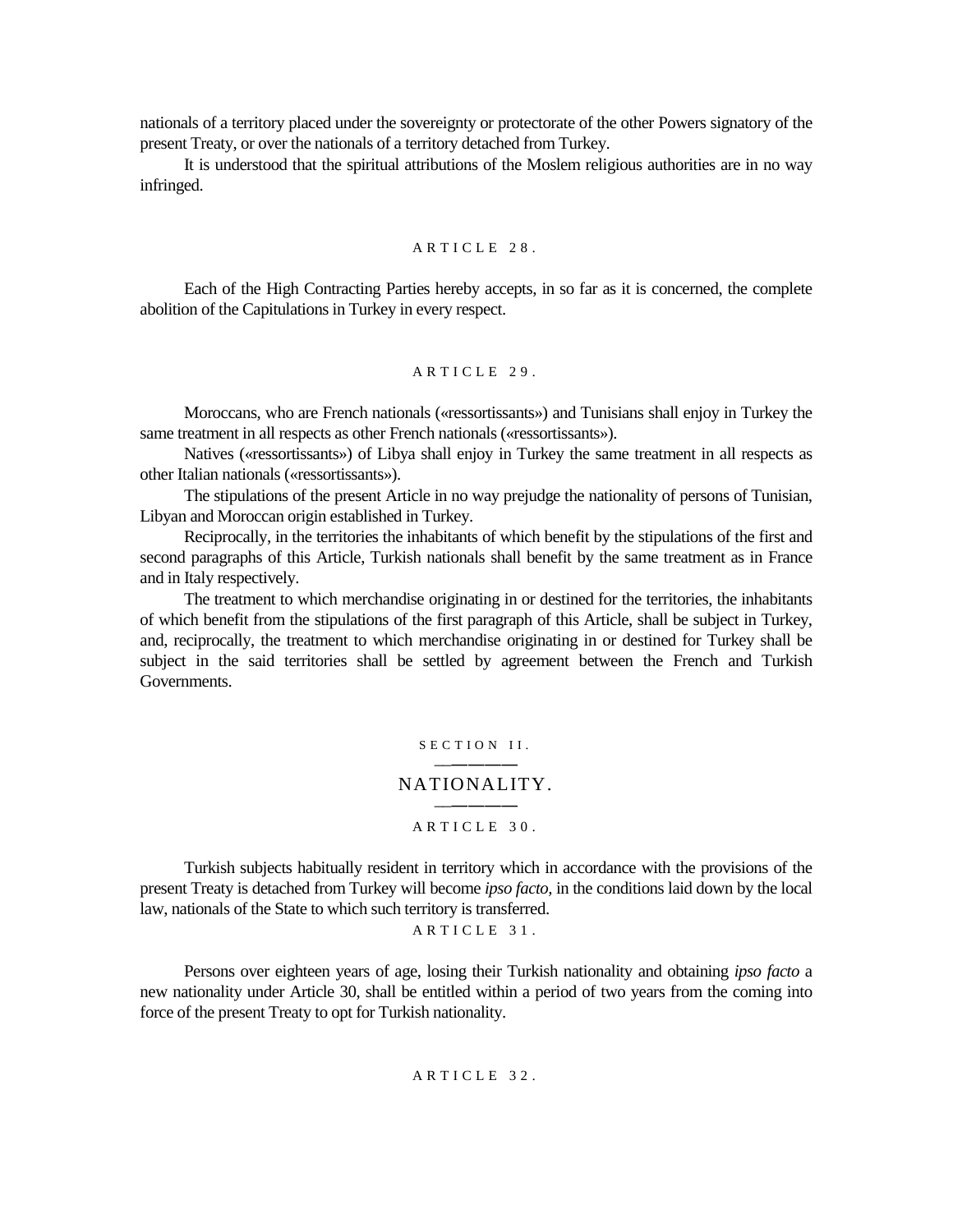nationals of a territory placed under the sovereignty or protectorate of the other Powers signatory of the present Treaty, or over the nationals of a territory detached from Turkey.

It is understood that the spiritual attributions of the Moslem religious authorities are in no way infringed.

### ARTICLE 28.

Each of the High Contracting Parties hereby accepts, in so far as it is concerned, the complete abolition of the Capitulations in Turkey in every respect.

### ARTICLE 29.

Moroccans, who are French nationals («ressortissants») and Tunisians shall enjoy in Turkey the same treatment in all respects as other French nationals («ressortissants»).

Natives («ressortissants») of Libya shall enjoy in Turkey the same treatment in all respects as other Italian nationals («ressortissants»).

The stipulations of the present Article in no way prejudge the nationality of persons of Tunisian, Libyan and Moroccan origin established in Turkey.

Reciprocally, in the territories the inhabitants of which benefit by the stipulations of the first and second paragraphs of this Article, Turkish nationals shall benefit by the same treatment as in France and in Italy respectively.

The treatment to which merchandise originating in or destined for the territories, the inhabitants of which benefit from the stipulations of the first paragraph of this Article, shall be subject in Turkey, and, reciprocally, the treatment to which merchandise originating in or destined for Turkey shall be subject in the said territories shall be settled by agreement between the French and Turkish Governments.

## SECTION II.

## NATIONALITY.

### ARTICLE 30.

Turkish subjects habitually resident in territory which in accordance with the provisions of the present Treaty is detached from Turkey will become *ipso facto,* in the conditions laid down by the local law, nationals of the State to which such territory is transferred.

### ARTICLE 31.

Persons over eighteen years of age, losing their Turkish nationality and obtaining *ipso facto* a new nationality under Article 30, shall be entitled within a period of two years from the coming into force of the present Treaty to opt for Turkish nationality.

### ARTICLE 32.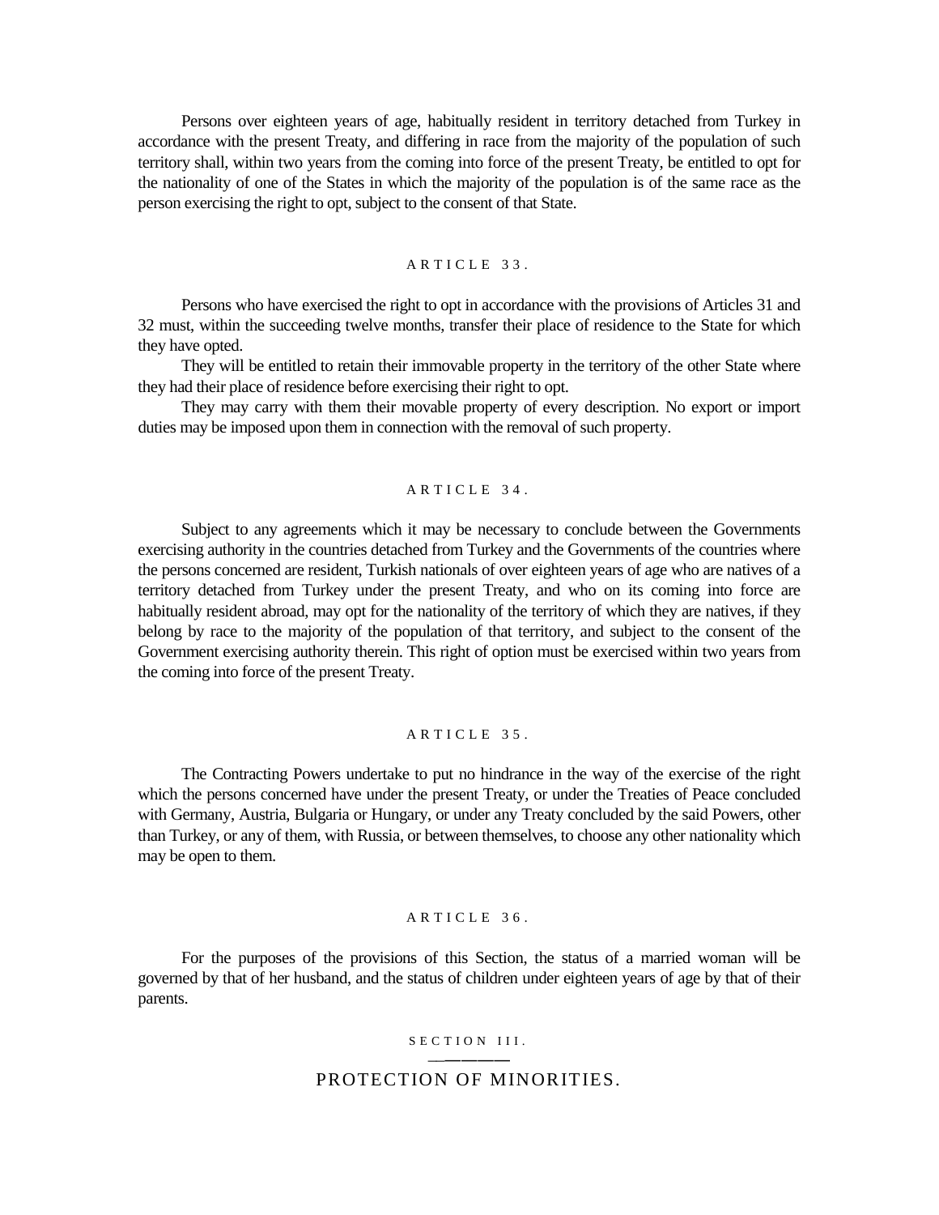Persons over eighteen years of age, habitually resident in territory detached from Turkey in accordance with the present Treaty, and differing in race from the majority of the population of such territory shall, within two years from the coming into force of the present Treaty, be entitled to opt for the nationality of one of the States in which the majority of the population is of the same race as the person exercising the right to opt, subject to the consent of that State.

### ARTICLE 33.

Persons who have exercised the right to opt in accordance with the provisions of Articles 31 and 32 must, within the succeeding twelve months, transfer their place of residence to the State for which they have opted.

They will be entitled to retain their immovable property in the territory of the other State where they had their place of residence before exercising their right to opt.

They may carry with them their movable property of every description. No export or import duties may be imposed upon them in connection with the removal of such property.

### ARTICLE 34.

Subject to any agreements which it may be necessary to conclude between the Governments exercising authority in the countries detached from Turkey and the Governments of the countries where the persons concerned are resident, Turkish nationals of over eighteen years of age who are natives of a territory detached from Turkey under the present Treaty, and who on its coming into force are habitually resident abroad, may opt for the nationality of the territory of which they are natives, if they belong by race to the majority of the population of that territory, and subject to the consent of the Government exercising authority therein. This right of option must be exercised within two years from the coming into force of the present Treaty.

### ARTICLE 35.

The Contracting Powers undertake to put no hindrance in the way of the exercise of the right which the persons concerned have under the present Treaty, or under the Treaties of Peace concluded with Germany, Austria, Bulgaria or Hungary, or under any Treaty concluded by the said Powers, other than Turkey, or any of them, with Russia, or between themselves, to choose any other nationality which may be open to them.

### ARTICLE 36.

For the purposes of the provisions of this Section, the status of a married woman will be governed by that of her husband, and the status of children under eighteen years of age by that of their parents.

## SECTION III.

## PROTECTION OF MINORITIES.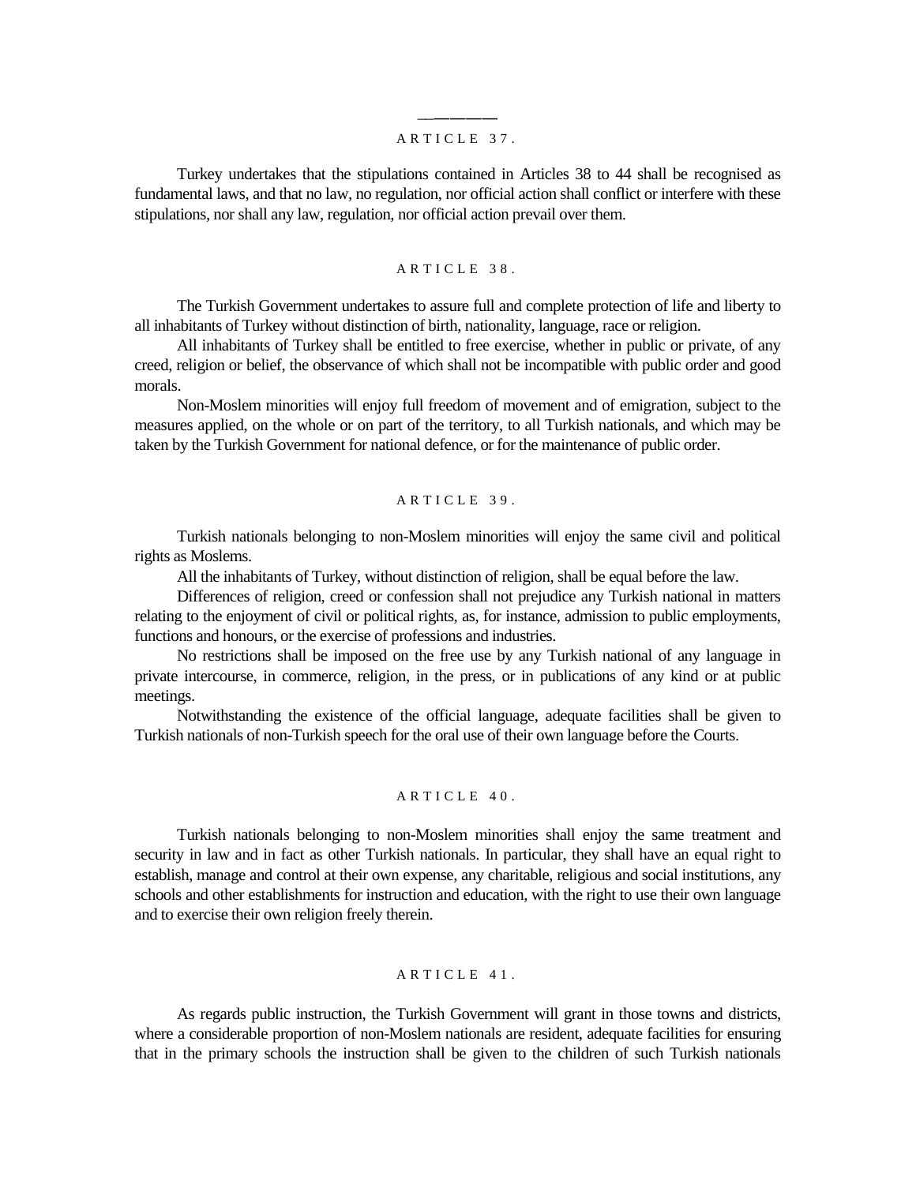## ARTICLE 37.

Turkey undertakes that the stipulations contained in Articles 38 to 44 shall be recognised as fundamental laws, and that no law, no regulation, nor official action shall conflict or interfere with these stipulations, nor shall any law, regulation, nor official action prevail over them.

## ARTICLE 38.

The Turkish Government undertakes to assure full and complete protection of life and liberty to all inhabitants of Turkey without distinction of birth, nationality, language, race or religion.

All inhabitants of Turkey shall be entitled to free exercise, whether in public or private, of any creed, religion or belief, the observance of which shall not be incompatible with public order and good morals.

Non-Moslem minorities will enjoy full freedom of movement and of emigration, subject to the measures applied, on the whole or on part of the territory, to all Turkish nationals, and which may be taken by the Turkish Government for national defence, or for the maintenance of public order.

## ARTICLE 39.

Turkish nationals belonging to non-Moslem minorities will enjoy the same civil and political rights as Moslems.

All the inhabitants of Turkey, without distinction of religion, shall be equal before the law.

Differences of religion, creed or confession shall not prejudice any Turkish national in matters relating to the enjoyment of civil or political rights, as, for instance, admission to public employments, functions and honours, or the exercise of professions and industries.

No restrictions shall be imposed on the free use by any Turkish national of any language in private intercourse, in commerce, religion, in the press, or in publications of any kind or at public meetings.

Notwithstanding the existence of the official language, adequate facilities shall be given to Turkish nationals of non-Turkish speech for the oral use of their own language before the Courts.

## ARTICLE 40.

Turkish nationals belonging to non-Moslem minorities shall enjoy the same treatment and security in law and in fact as other Turkish nationals. In particular, they shall have an equal right to establish, manage and control at their own expense, any charitable, religious and social institutions, any schools and other establishments for instruction and education, with the right to use their own language and to exercise their own religion freely therein.

## ARTICLE 41.

As regards public instruction, the Turkish Government will grant in those towns and districts, where a considerable proportion of non-Moslem nationals are resident, adequate facilities for ensuring that in the primary schools the instruction shall be given to the children of such Turkish nationals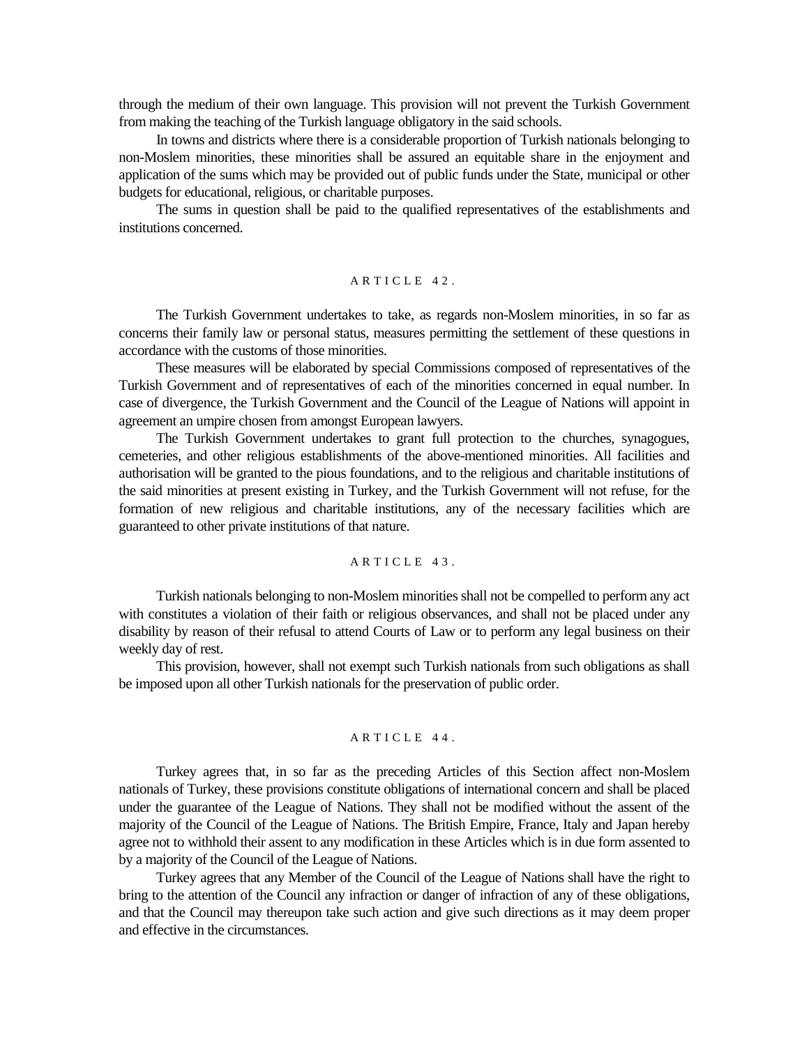through the medium of their own language. This provision will not prevent the Turkish Government from making the teaching of the Turkish language obligatory in the said schools.

In towns and districts where there is a considerable proportion of Turkish nationals belonging to non-Moslem minorities, these minorities shall be assured an equitable share in the enjoyment and application of the sums which may be provided out of public funds under the State, municipal or other budgets for educational, religious, or charitable purposes.

The sums in question shall be paid to the qualified representatives of the establishments and institutions concerned.

## ARTICLE 42.

The Turkish Government undertakes to take, as regards non-Moslem minorities, in so far as concerns their family law or personal status, measures permitting the settlement of these questions in accordance with the customs of those minorities.

These measures will be elaborated by special Commissions composed of representatives of the Turkish Government and of representatives of each of the minorities concerned in equal number. In case of divergence, the Turkish Government and the Council of the League of Nations will appoint in agreement an umpire chosen from amongst European lawyers.

The Turkish Government undertakes to grant full protection to the churches, synagogues, cemeteries, and other religious establishments of the above-mentioned minorities. All facilities and authorisation will be granted to the pious foundations, and to the religious and charitable institutions of the said minorities at present existing in Turkey, and the Turkish Government will not refuse, for the formation of new religious and charitable institutions, any of the necessary facilities which are guaranteed to other private institutions of that nature.

## ARTICLE 43.

Turkish nationals belonging to non-Moslem minorities shall not be compelled to perform any act with constitutes a violation of their faith or religious observances, and shall not be placed under any disability by reason of their refusal to attend Courts of Law or to perform any legal business on their weekly day of rest.

This provision, however, shall not exempt such Turkish nationals from such obligations as shall be imposed upon all other Turkish nationals for the preservation of public order.

## ARTICLE 44.

Turkey agrees that, in so far as the preceding Articles of this Section affect non-Moslem nationals of Turkey, these provisions constitute obligations of international concern and shall be placed under the guarantee of the League of Nations. They shall not be modified without the assent of the majority of the Council of the League of Nations. The British Empire, France, Italy and Japan hereby agree not to withhold their assent to any modification in these Articles which is in due form assented to by a majority of the Council of the League of Nations.

Turkey agrees that any Member of the Council of the League of Nations shall have the right to bring to the attention of the Council any infraction or danger of infraction of any of these obligations, and that the Council may thereupon take such action and give such directions as it may deem proper and effective in the circumstances.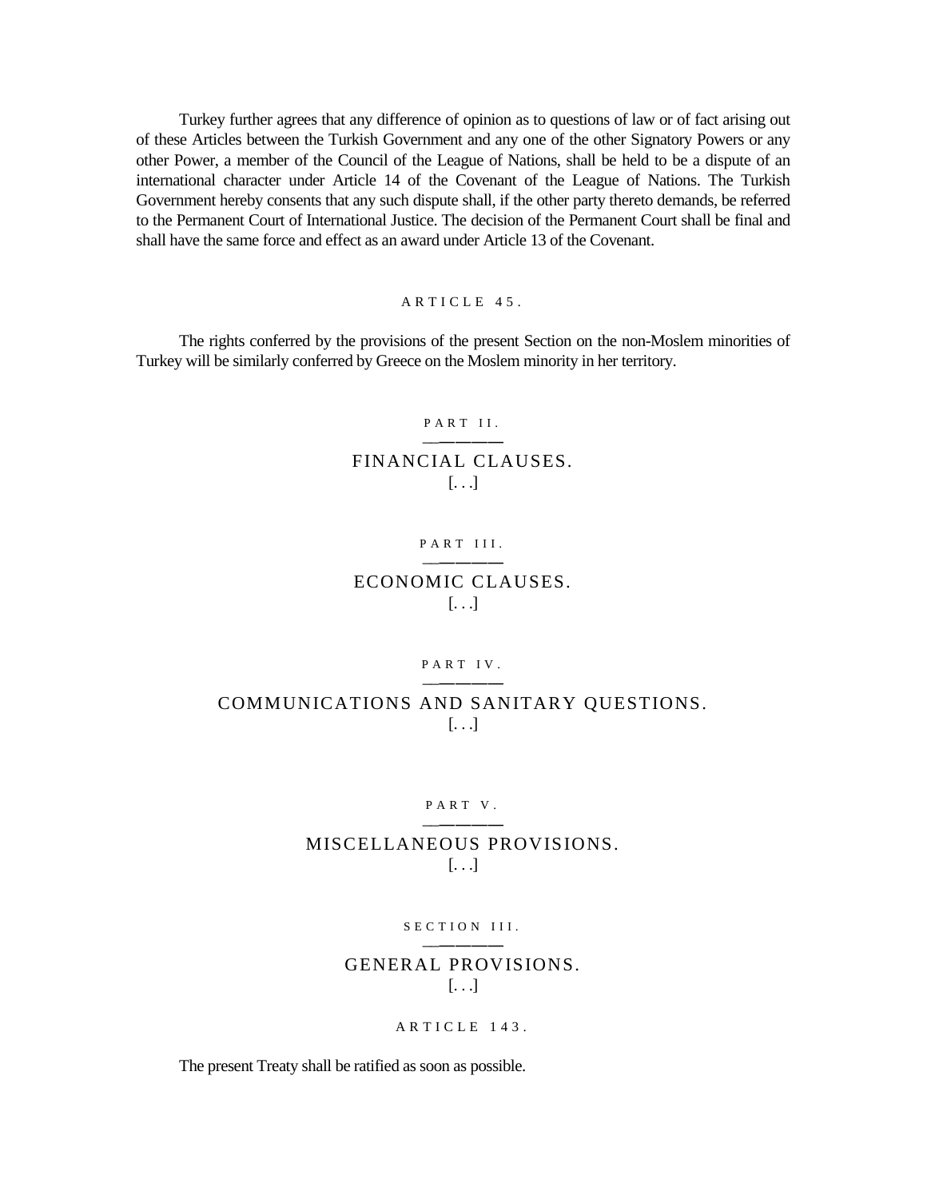Turkey further agrees that any difference of opinion as to questions of law or of fact arising out of these Articles between the Turkish Government and any one of the other Signatory Powers or any other Power, a member of the Council of the League of Nations, shall be held to be a dispute of an international character under Article 14 of the Covenant of the League of Nations. The Turkish Government hereby consents that any such dispute shall, if the other party thereto demands, be referred to the Permanent Court of International Justice. The decision of the Permanent Court shall be final and shall have the same force and effect as an award under Article 13 of the Covenant.

### ARTICLE 45.

The rights conferred by the provisions of the present Section on the non-Moslem minorities of Turkey will be similarly conferred by Greece on the Moslem minority in her territory.

## PART II.

## FINANCIAL CLAUSES.

[. . .]

## PART III.

## ECONOMIC CLAUSES.

[. . .]

## PART IV.

## COMMUNICATIONS AND SANITARY QUESTIONS.

[. . .]

## PART V.

## MISCELLANEOUS PROVISIONS.

[. . .]

## SECTION III.

## GENERAL PROVISIONS.

[. . .]

### ARTICLE 143.

The present Treaty shall be ratified as soon as possible.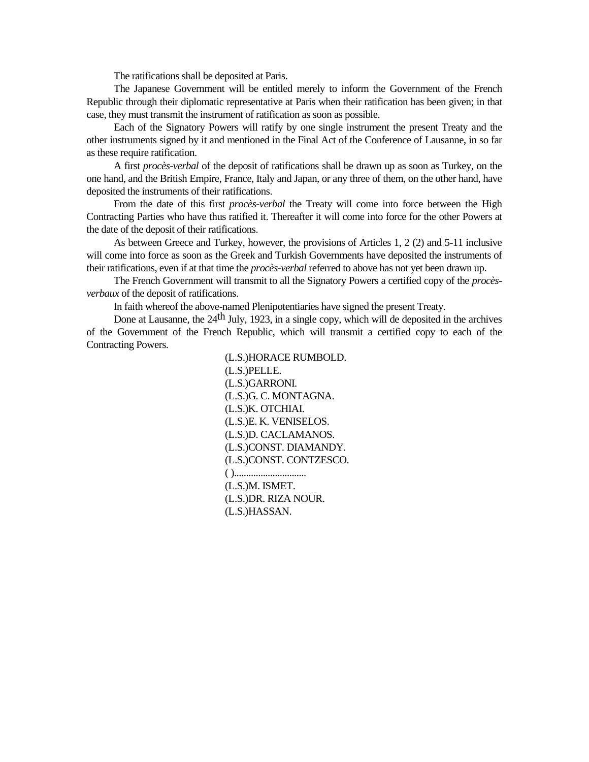The ratifications shall be deposited at Paris.

The Japanese Government will be entitled merely to inform the Government of the French Republic through their diplomatic representative at Paris when their ratification has been given; in that case, they must transmit the instrument of ratification as soon as possible.

Each of the Signatory Powers will ratify by one single instrument the present Treaty and the other instruments signed by it and mentioned in the Final Act of the Conference of Lausanne, in so far as these require ratification.

A first *procès-verbal* of the deposit of ratifications shall be drawn up as soon as Turkey, on the one hand, and the British Empire, France, Italy and Japan, or any three of them, on the other hand, have deposited the instruments of their ratifications.

From the date of this first *procès-verbal* the Treaty will come into force between the High Contracting Parties who have thus ratified it. Thereafter it will come into force for the other Powers at the date of the deposit of their ratifications.

As between Greece and Turkey, however, the provisions of Articles 1, 2 (2) and 5-11 inclusive will come into force as soon as the Greek and Turkish Governments have deposited the instruments of their ratifications, even if at that time the *procès-verbal* referred to above has not yet been drawn up.

The French Government will transmit to all the Signatory Powers a certified copy of the *procès-verbaux* of the deposit of ratifications.

In faith whereof the above-named Plenipotentiaries have signed the present Treaty.

Done at Lausanne, the 24th July, 1923, in a single copy, which will de deposited in the archives of the Government of the French Republic, which will transmit a certified copy to each of the Contracting Powers.

(L.S.)HORACE RUMBOLD.
(L.S.)PELLE.
(L.S.)GARRONI.
(L.S.)G. C. MONTAGNA.
(L.S.)K. OTCHIAI.
(L.S.)E. K. VENISELOS.
(L.S.)D. CACLAMANOS.
(L.S.)CONST. DIAMANDY.
(L.S.)CONST. CONTZESCO.
( )..............................
(L.S.)M. ISMET.
(L.S.)DR. RIZA NOUR.
(L.S.)HASSAN.